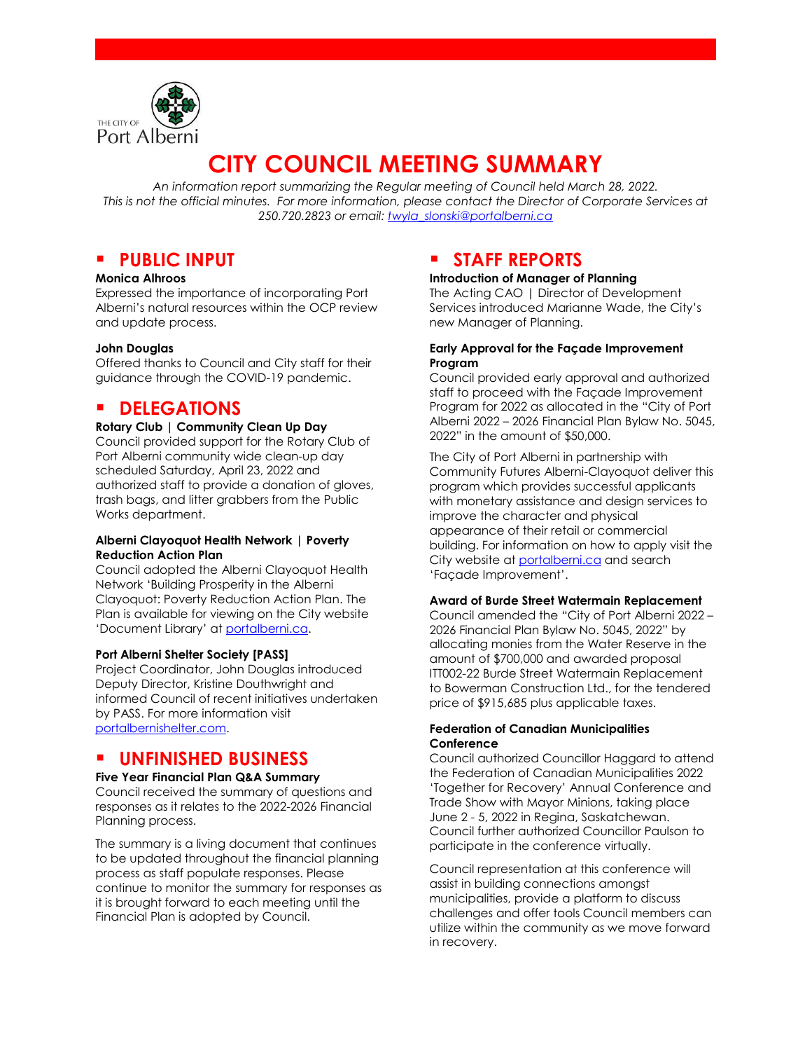THE CITY OF Port Alberni

# CITY COUNCIL MEETING SUMMARY

*An information report summarizing the Regular meeting of Council held March 28, 2022. This is not the official minutes. For more information, please contact the Director of Corporate Services at 250.720.2823 or email: twyla_slonski@portalberni.ca*

## PUBLIC INPUT

**Monica Alhroos**
Expressed the importance of incorporating Port Alberni's natural resources within the OCP review and update process.

**John Douglas**
Offered thanks to Council and City staff for their guidance through the COVID-19 pandemic.

## DELEGATIONS

**Rotary Club | Community Clean Up Day**
Council provided support for the Rotary Club of Port Alberni community wide clean-up day scheduled Saturday, April 23, 2022 and authorized staff to provide a donation of gloves, trash bags, and litter grabbers from the Public Works department.

**Alberni Clayoquot Health Network | Poverty Reduction Action Plan**
Council adopted the Alberni Clayoquot Health Network 'Building Prosperity in the Alberni Clayoquot: Poverty Reduction Action Plan. The Plan is available for viewing on the City website 'Document Library' at portalberni.ca.

**Port Alberni Shelter Society [PASS]**
Project Coordinator, John Douglas introduced Deputy Director, Kristine Douthwright and informed Council of recent initiatives undertaken by PASS. For more information visit portalbernishelter.com.

## UNFINISHED BUSINESS

**Five Year Financial Plan Q&A Summary**
Council received the summary of questions and responses as it relates to the 2022-2026 Financial Planning process.

The summary is a living document that continues to be updated throughout the financial planning process as staff populate responses. Please continue to monitor the summary for responses as it is brought forward to each meeting until the Financial Plan is adopted by Council.

## STAFF REPORTS

**Introduction of Manager of Planning**
The Acting CAO | Director of Development Services introduced Marianne Wade, the City's new Manager of Planning.

**Early Approval for the Façade Improvement Program**
Council provided early approval and authorized staff to proceed with the Façade Improvement Program for 2022 as allocated in the "City of Port Alberni 2022 – 2026 Financial Plan Bylaw No. 5045, 2022" in the amount of $50,000.

The City of Port Alberni in partnership with Community Futures Alberni-Clayoquot deliver this program which provides successful applicants with monetary assistance and design services to improve the character and physical appearance of their retail or commercial building. For information on how to apply visit the City website at portalberni.ca and search 'Façade Improvement'.

**Award of Burde Street Watermain Replacement**
Council amended the "City of Port Alberni 2022 – 2026 Financial Plan Bylaw No. 5045, 2022" by allocating monies from the Water Reserve in the amount of $700,000 and awarded proposal ITT002-22 Burde Street Watermain Replacement to Bowerman Construction Ltd., for the tendered price of $915,685 plus applicable taxes.

**Federation of Canadian Municipalities Conference**
Council authorized Councillor Haggard to attend the Federation of Canadian Municipalities 2022 'Together for Recovery' Annual Conference and Trade Show with Mayor Minions, taking place June 2 - 5, 2022 in Regina, Saskatchewan. Council further authorized Councillor Paulson to participate in the conference virtually.

Council representation at this conference will assist in building connections amongst municipalities, provide a platform to discuss challenges and offer tools Council members can utilize within the community as we move forward in recovery.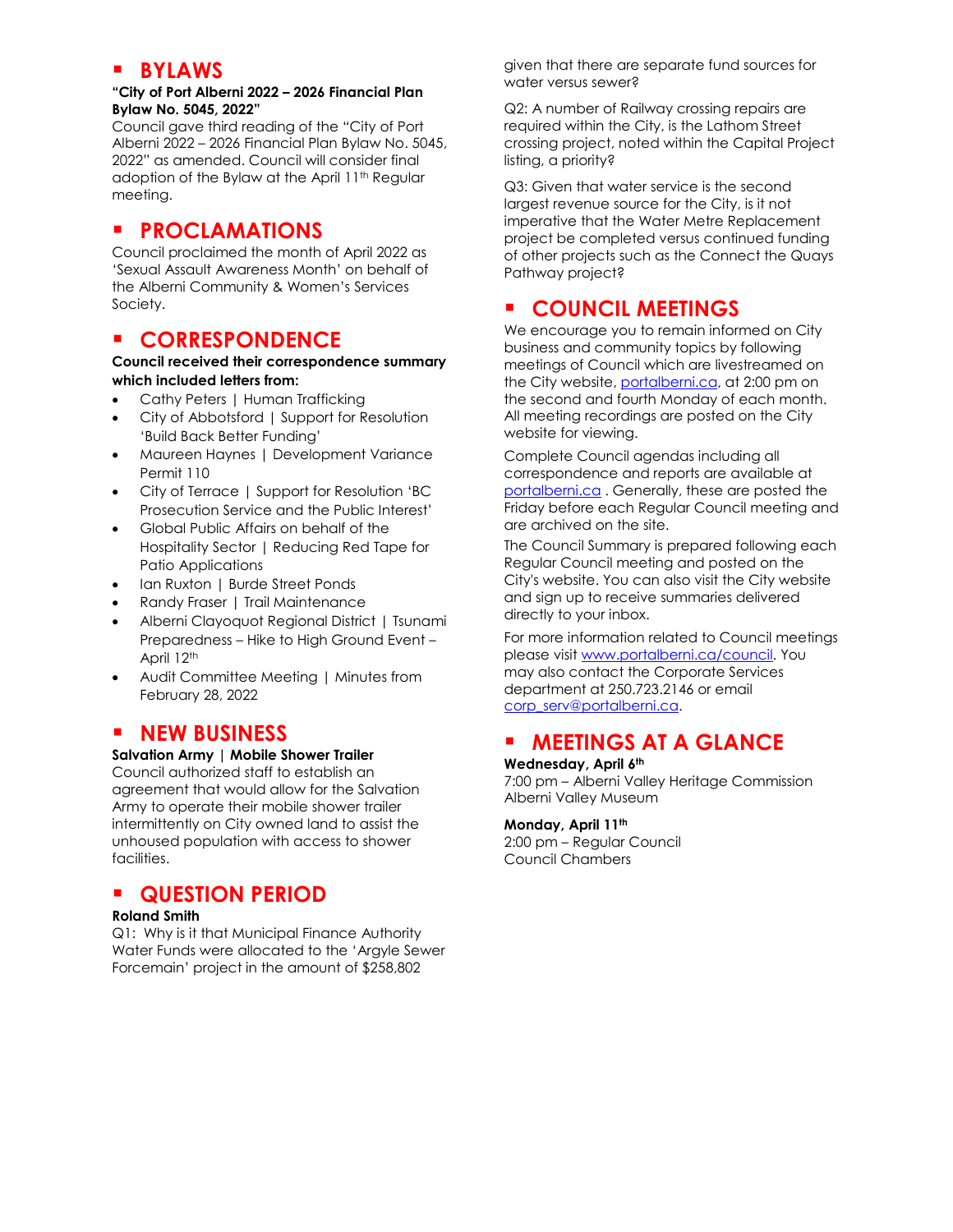## BYLAWS

**"City of Port Alberni 2022 – 2026 Financial Plan Bylaw No. 5045, 2022"**

Council gave third reading of the "City of Port Alberni 2022 – 2026 Financial Plan Bylaw No. 5045, 2022" as amended. Council will consider final adoption of the Bylaw at the April 11th Regular meeting.

## PROCLAMATIONS

Council proclaimed the month of April 2022 as 'Sexual Assault Awareness Month' on behalf of the Alberni Community & Women's Services Society.

## CORRESPONDENCE

**Council received their correspondence summary which included letters from:**

- Cathy Peters | Human Trafficking
- City of Abbotsford | Support for Resolution 'Build Back Better Funding'
- Maureen Haynes | Development Variance Permit 110
- City of Terrace | Support for Resolution 'BC Prosecution Service and the Public Interest'
- Global Public Affairs on behalf of the Hospitality Sector | Reducing Red Tape for Patio Applications
- Ian Ruxton | Burde Street Ponds
- Randy Fraser | Trail Maintenance
- Alberni Clayoquot Regional District | Tsunami Preparedness – Hike to High Ground Event – April 12th
- Audit Committee Meeting | Minutes from February 28, 2022

## NEW BUSINESS

**Salvation Army | Mobile Shower Trailer**

Council authorized staff to establish an agreement that would allow for the Salvation Army to operate their mobile shower trailer intermittently on City owned land to assist the unhoused population with access to shower facilities.

## QUESTION PERIOD

**Roland Smith**

Q1: Why is it that Municipal Finance Authority Water Funds were allocated to the 'Argyle Sewer Forcemain' project in the amount of $258,802 given that there are separate fund sources for water versus sewer?

Q2: A number of Railway crossing repairs are required within the City, is the Lathom Street crossing project, noted within the Capital Project listing, a priority?

Q3: Given that water service is the second largest revenue source for the City, is it not imperative that the Water Metre Replacement project be completed versus continued funding of other projects such as the Connect the Quays Pathway project?

## COUNCIL MEETINGS

We encourage you to remain informed on City business and community topics by following meetings of Council which are livestreamed on the City website, portalberni.ca, at 2:00 pm on the second and fourth Monday of each month. All meeting recordings are posted on the City website for viewing.

Complete Council agendas including all correspondence and reports are available at portalberni.ca . Generally, these are posted the Friday before each Regular Council meeting and are archived on the site.

The Council Summary is prepared following each Regular Council meeting and posted on the City's website. You can also visit the City website and sign up to receive summaries delivered directly to your inbox.

For more information related to Council meetings please visit www.portalberni.ca/council. You may also contact the Corporate Services department at 250.723.2146 or email corp_serv@portalberni.ca.

## MEETINGS AT A GLANCE

**Wednesday, April 6th**
7:00 pm – Alberni Valley Heritage Commission
Alberni Valley Museum

**Monday, April 11th**
2:00 pm – Regular Council
Council Chambers